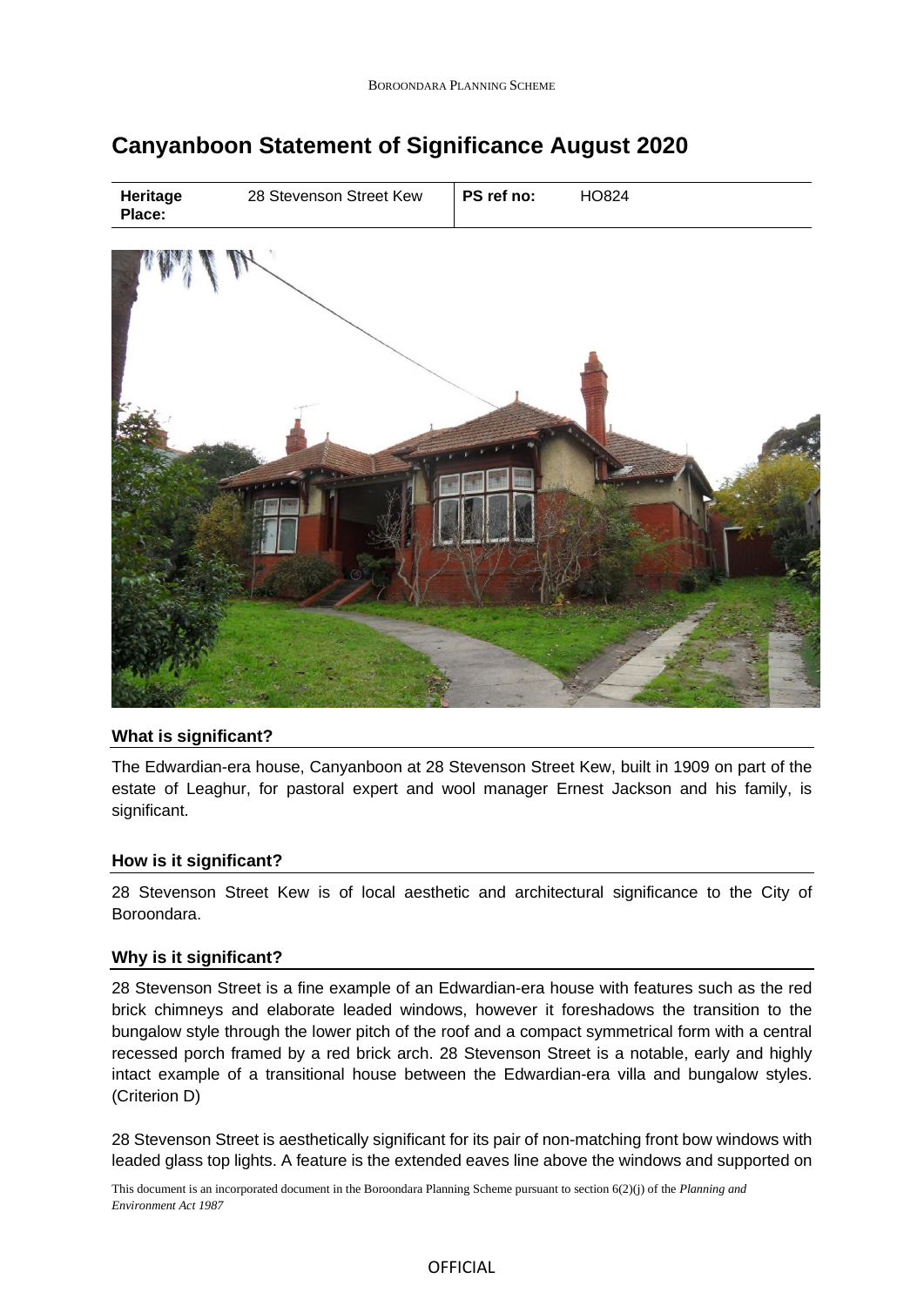# Canyanboon Statement of Significance August 2020

| Heritage Place: | 28 Stevenson Street Kew | PS ref no: | HO824 |
| --- | --- | --- | --- |

## What is significant?

The Edwardian-era house, Canyanboon at 28 Stevenson Street Kew, built in 1909 on part of the estate of Leaghur, for pastoral expert and wool manager Ernest Jackson and his family, is significant.

## How is it significant?

28 Stevenson Street Kew is of local aesthetic and architectural significance to the City of Boroondara.

## Why is it significant?

28 Stevenson Street is a fine example of an Edwardian-era house with features such as the red brick chimneys and elaborate leaded windows, however it foreshadows the transition to the bungalow style through the lower pitch of the roof and a compact symmetrical form with a central recessed porch framed by a red brick arch. 28 Stevenson Street is a notable, early and highly intact example of a transitional house between the Edwardian-era villa and bungalow styles. (Criterion D)

28 Stevenson Street is aesthetically significant for its pair of non-matching front bow windows with leaded glass top lights. A feature is the extended eaves line above the windows and supported on

This document is an incorporated document in the Boroondara Planning Scheme pursuant to section 6(2)(j) of the *Planning and Environment Act 1987*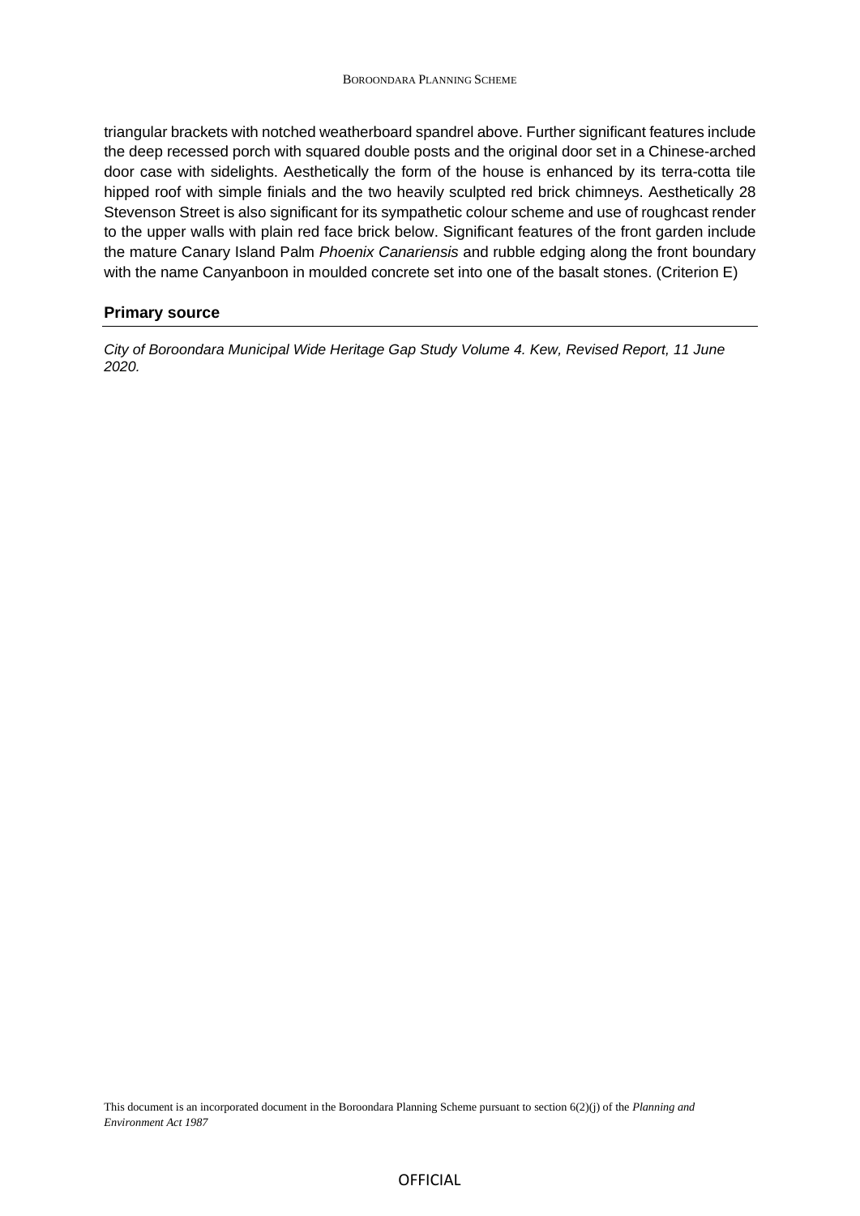triangular brackets with notched weatherboard spandrel above. Further significant features include the deep recessed porch with squared double posts and the original door set in a Chinese-arched door case with sidelights. Aesthetically the form of the house is enhanced by its terra-cotta tile hipped roof with simple finials and the two heavily sculpted red brick chimneys. Aesthetically 28 Stevenson Street is also significant for its sympathetic colour scheme and use of roughcast render to the upper walls with plain red face brick below. Significant features of the front garden include the mature Canary Island Palm *Phoenix Canariensis* and rubble edging along the front boundary with the name Canyanboon in moulded concrete set into one of the basalt stones. (Criterion E)

## Primary source

*City of Boroondara Municipal Wide Heritage Gap Study Volume 4. Kew, Revised Report, 11 June 2020.*

This document is an incorporated document in the Boroondara Planning Scheme pursuant to section 6(2)(j) of the *Planning and Environment Act 1987*